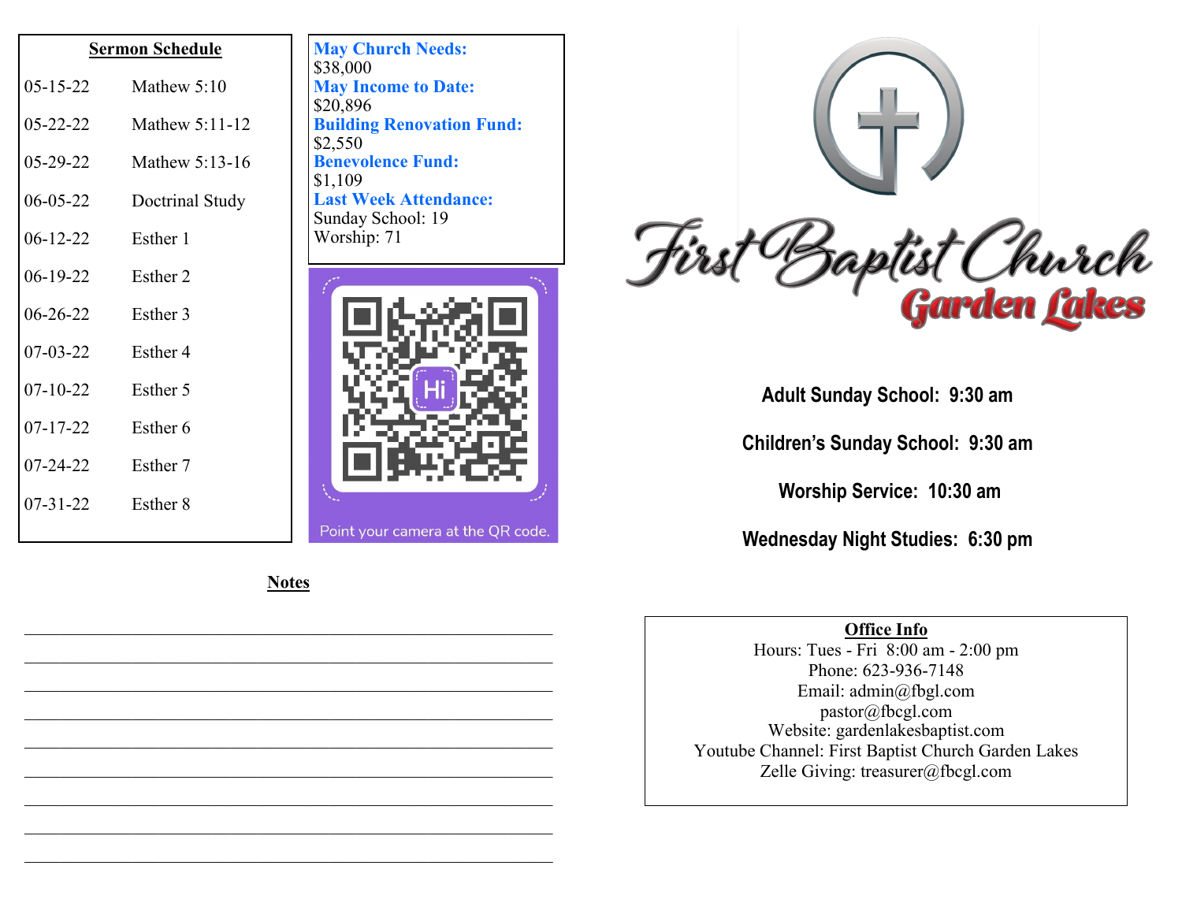## Sermon Schedule

| Date | Sermon |
|---|---|
| 05-15-22 | Mathew 5:10 |
| 05-22-22 | Mathew 5:11-12 |
| 05-29-22 | Mathew 5:13-16 |
| 06-05-22 | Doctrinal Study |
| 06-12-22 | Esther 1 |
| 06-19-22 | Esther 2 |
| 06-26-22 | Esther 3 |
| 07-03-22 | Esther 4 |
| 07-10-22 | Esther 5 |
| 07-17-22 | Esther 6 |
| 07-24-22 | Esther 7 |
| 07-31-22 | Esther 8 |

**May Church Needs:**
$38,000

**May Income to Date:**
$20,896

**Building Renovation Fund:**
$2,550

**Benevolence Fund:**
$1,109

**Last Week Attendance:**
Sunday School: 19
Worship: 71

Hi

Point your camera at the QR code.

## Notes

\_\_\_\_\_\_\_\_\_\_\_\_\_\_\_\_\_\_\_\_\_\_\_\_\_\_\_\_\_\_\_\_\_\_\_\_\_\_\_\_\_\_\_\_\_\_\_\_\_\_\_\_\_\_\_\_\_\_\_\_\_\_\_\_

\_\_\_\_\_\_\_\_\_\_\_\_\_\_\_\_\_\_\_\_\_\_\_\_\_\_\_\_\_\_\_\_\_\_\_\_\_\_\_\_\_\_\_\_\_\_\_\_\_\_\_\_\_\_\_\_\_\_\_\_\_\_\_\_

\_\_\_\_\_\_\_\_\_\_\_\_\_\_\_\_\_\_\_\_\_\_\_\_\_\_\_\_\_\_\_\_\_\_\_\_\_\_\_\_\_\_\_\_\_\_\_\_\_\_\_\_\_\_\_\_\_\_\_\_\_\_\_\_

\_\_\_\_\_\_\_\_\_\_\_\_\_\_\_\_\_\_\_\_\_\_\_\_\_\_\_\_\_\_\_\_\_\_\_\_\_\_\_\_\_\_\_\_\_\_\_\_\_\_\_\_\_\_\_\_\_\_\_\_\_\_\_\_

\_\_\_\_\_\_\_\_\_\_\_\_\_\_\_\_\_\_\_\_\_\_\_\_\_\_\_\_\_\_\_\_\_\_\_\_\_\_\_\_\_\_\_\_\_\_\_\_\_\_\_\_\_\_\_\_\_\_\_\_\_\_\_\_

\_\_\_\_\_\_\_\_\_\_\_\_\_\_\_\_\_\_\_\_\_\_\_\_\_\_\_\_\_\_\_\_\_\_\_\_\_\_\_\_\_\_\_\_\_\_\_\_\_\_\_\_\_\_\_\_\_\_\_\_\_\_\_\_

\_\_\_\_\_\_\_\_\_\_\_\_\_\_\_\_\_\_\_\_\_\_\_\_\_\_\_\_\_\_\_\_\_\_\_\_\_\_\_\_\_\_\_\_\_\_\_\_\_\_\_\_\_\_\_\_\_\_\_\_\_\_\_\_

\_\_\_\_\_\_\_\_\_\_\_\_\_\_\_\_\_\_\_\_\_\_\_\_\_\_\_\_\_\_\_\_\_\_\_\_\_\_\_\_\_\_\_\_\_\_\_\_\_\_\_\_\_\_\_\_\_\_\_\_\_\_\_\_

\_\_\_\_\_\_\_\_\_\_\_\_\_\_\_\_\_\_\_\_\_\_\_\_\_\_\_\_\_\_\_\_\_\_\_\_\_\_\_\_\_\_\_\_\_\_\_\_\_\_\_\_\_\_\_\_\_\_\_\_\_\_\_\_

# First Baptist Church
## Garden Lakes

**Adult Sunday School: 9:30 am**

**Children's Sunday School: 9:30 am**

**Worship Service: 10:30 am**

**Wednesday Night Studies: 6:30 pm**

## Office Info

Hours: Tues - Fri 8:00 am - 2:00 pm
Phone: 623-936-7148
Email: admin@fbgl.com
pastor@fbcgl.com
Website: gardenlakesbaptist.com
Youtube Channel: First Baptist Church Garden Lakes
Zelle Giving: treasurer@fbcgl.com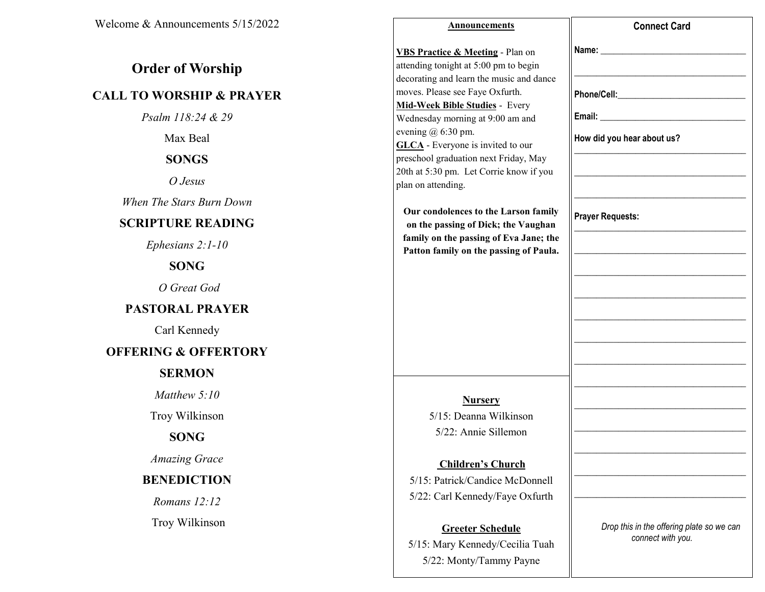Welcome & Announcements 5/15/2022

# Order of Worship

## CALL TO WORSHIP & PRAYER

*Psalm 118:24 & 29*

Max Beal

## SONGS

*O Jesus*

*When The Stars Burn Down*

## SCRIPTURE READING

*Ephesians 2:1-10*

## SONG

*O Great God*

## PASTORAL PRAYER

Carl Kennedy

## OFFERING & OFFERTORY

## SERMON

*Matthew 5:10*

Troy Wilkinson

## SONG

*Amazing Grace*

## BENEDICTION

*Romans 12:12*

Troy Wilkinson

## Announcements

**VBS Practice & Meeting** - Plan on attending tonight at 5:00 pm to begin decorating and learn the music and dance moves. Please see Faye Oxfurth.

**Mid-Week Bible Studies** - Every Wednesday morning at 9:00 am and evening @ 6:30 pm.

**GLCA** - Everyone is invited to our preschool graduation next Friday, May 20th at 5:30 pm. Let Corrie know if you plan on attending.

**Our condolences to the Larson family on the passing of Dick; the Vaughan family on the passing of Eva Jane; the Patton family on the passing of Paula.**

**Nursery**

5/15: Deanna Wilkinson

5/22: Annie Sillemon

**Children's Church**

5/15: Patrick/Candice McDonnell

5/22: Carl Kennedy/Faye Oxfurth

**Greeter Schedule**

5/15: Mary Kennedy/Cecilia Tuah

5/22: Monty/Tammy Payne

## Connect Card

**Name:** ________________________________

________________________________

**Phone/Cell:**____________________________

**Email:** ________________________________

**How did you hear about us?**

________________________________

________________________________

________________________________

**Prayer Requests:**

________________________________

________________________________

________________________________

________________________________

________________________________

________________________________

________________________________

________________________________

________________________________

________________________________

________________________________

________________________________

________________________________

*Drop this in the offering plate so we can connect with you.*